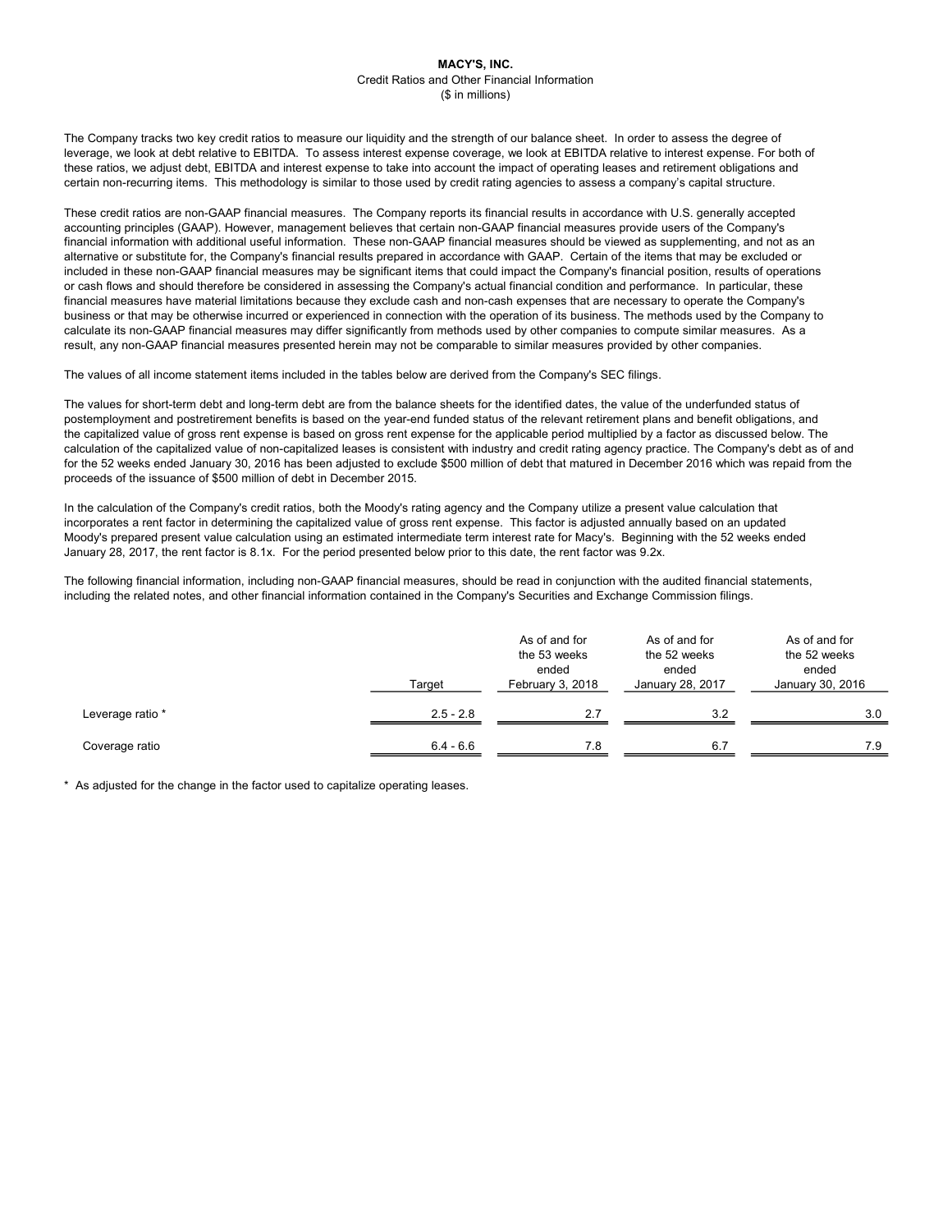# MACY'S, INC.

Credit Ratios and Other Financial Information

($ in millions)

The Company tracks two key credit ratios to measure our liquidity and the strength of our balance sheet. In order to assess the degree of leverage, we look at debt relative to EBITDA. To assess interest expense coverage, we look at EBITDA relative to interest expense. For both of these ratios, we adjust debt, EBITDA and interest expense to take into account the impact of operating leases and retirement obligations and certain non-recurring items. This methodology is similar to those used by credit rating agencies to assess a company's capital structure.

These credit ratios are non-GAAP financial measures. The Company reports its financial results in accordance with U.S. generally accepted accounting principles (GAAP). However, management believes that certain non-GAAP financial measures provide users of the Company's financial information with additional useful information. These non-GAAP financial measures should be viewed as supplementing, and not as an alternative or substitute for, the Company's financial results prepared in accordance with GAAP. Certain of the items that may be excluded or included in these non-GAAP financial measures may be significant items that could impact the Company's financial position, results of operations or cash flows and should therefore be considered in assessing the Company's actual financial condition and performance. In particular, these financial measures have material limitations because they exclude cash and non-cash expenses that are necessary to operate the Company's business or that may be otherwise incurred or experienced in connection with the operation of its business. The methods used by the Company to calculate its non-GAAP financial measures may differ significantly from methods used by other companies to compute similar measures. As a result, any non-GAAP financial measures presented herein may not be comparable to similar measures provided by other companies.

The values of all income statement items included in the tables below are derived from the Company's SEC filings.

The values for short-term debt and long-term debt are from the balance sheets for the identified dates, the value of the underfunded status of postemployment and postretirement benefits is based on the year-end funded status of the relevant retirement plans and benefit obligations, and the capitalized value of gross rent expense is based on gross rent expense for the applicable period multiplied by a factor as discussed below. The calculation of the capitalized value of non-capitalized leases is consistent with industry and credit rating agency practice. The Company's debt as of and for the 52 weeks ended January 30, 2016 has been adjusted to exclude $500 million of debt that matured in December 2016 which was repaid from the proceeds of the issuance of $500 million of debt in December 2015.

In the calculation of the Company's credit ratios, both the Moody's rating agency and the Company utilize a present value calculation that incorporates a rent factor in determining the capitalized value of gross rent expense. This factor is adjusted annually based on an updated Moody's prepared present value calculation using an estimated intermediate term interest rate for Macy's. Beginning with the 52 weeks ended January 28, 2017, the rent factor is 8.1x. For the period presented below prior to this date, the rent factor was 9.2x.

The following financial information, including non-GAAP financial measures, should be read in conjunction with the audited financial statements, including the related notes, and other financial information contained in the Company's Securities and Exchange Commission filings.

| | Target | As of and for the 53 weeks ended February 3, 2018 | As of and for the 52 weeks ended January 28, 2017 | As of and for the 52 weeks ended January 30, 2016 |
|---|---|---|---|---|
| Leverage ratio * | 2.5 - 2.8 | 2.7 | 3.2 | 3.0 |
| Coverage ratio | 6.4 - 6.6 | 7.8 | 6.7 | 7.9 |

\* As adjusted for the change in the factor used to capitalize operating leases.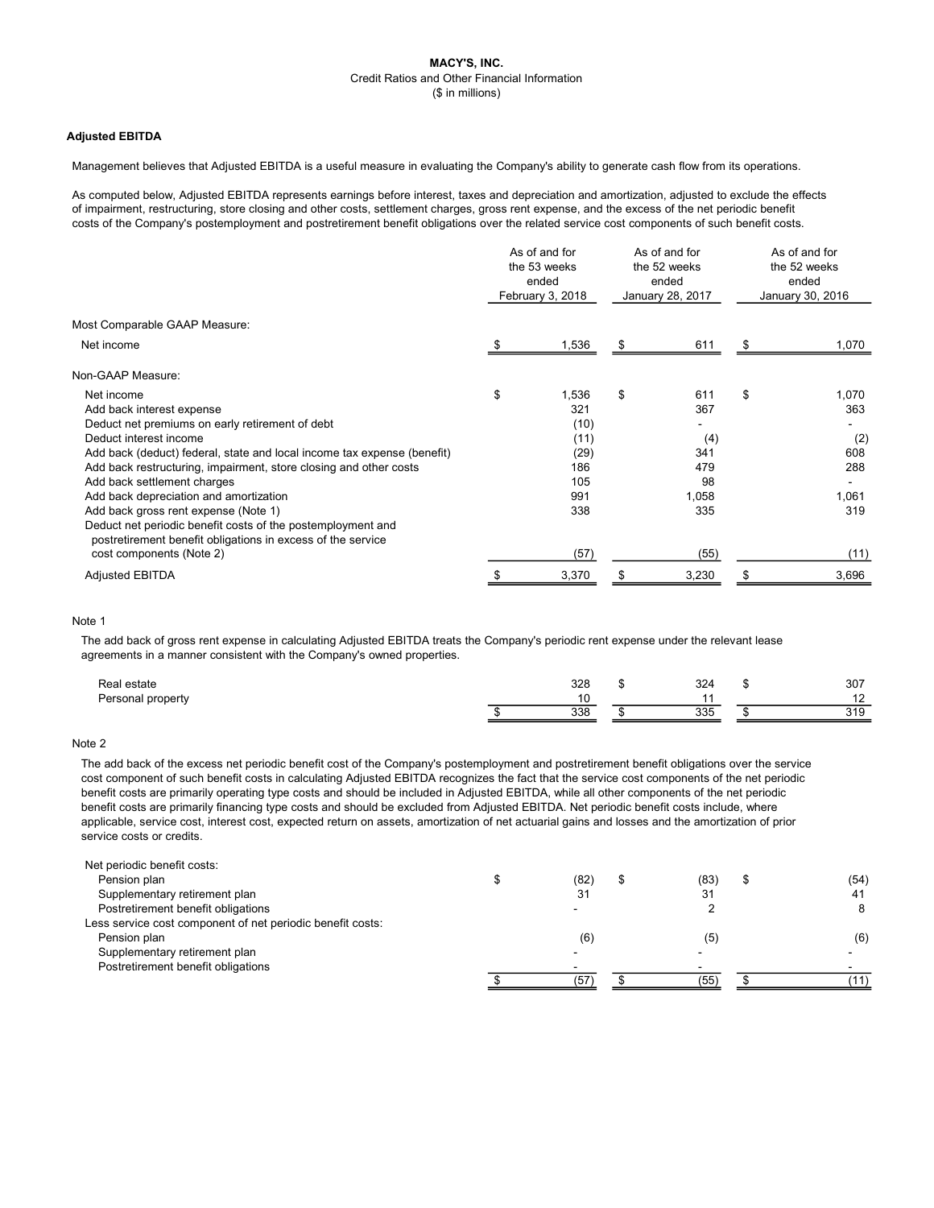**MACY'S, INC.**
Credit Ratios and Other Financial Information
($ in millions)

**Adjusted EBITDA**

Management believes that Adjusted EBITDA is a useful measure in evaluating the Company's ability to generate cash flow from its operations.

As computed below, Adjusted EBITDA represents earnings before interest, taxes and depreciation and amortization, adjusted to exclude the effects of impairment, restructuring, store closing and other costs, settlement charges, gross rent expense, and the excess of the net periodic benefit costs of the Company's postemployment and postretirement benefit obligations over the related service cost components of such benefit costs.

| | As of and for the 53 weeks ended February 3, 2018 | As of and for the 52 weeks ended January 28, 2017 | As of and for the 52 weeks ended January 30, 2016 |
|---|---|---|---|
| Most Comparable GAAP Measure: | | | |
| Net income | $ 1,536 | $ 611 | $ 1,070 |
| Non-GAAP Measure: | | | |
| Net income | $ 1,536 | $ 611 | $ 1,070 |
| Add back interest expense | 321 | 367 | 363 |
| Deduct net premiums on early retirement of debt | (10) | - | - |
| Deduct interest income | (11) | (4) | (2) |
| Add back (deduct) federal, state and local income tax expense (benefit) | (29) | 341 | 608 |
| Add back restructuring, impairment, store closing and other costs | 186 | 479 | 288 |
| Add back settlement charges | 105 | 98 | - |
| Add back depreciation and amortization | 991 | 1,058 | 1,061 |
| Add back gross rent expense (Note 1) | 338 | 335 | 319 |
| Deduct net periodic benefit costs of the postemployment and postretirement benefit obligations in excess of the service cost components (Note 2) | (57) | (55) | (11) |
| Adjusted EBITDA | $ 3,370 | $ 3,230 | $ 3,696 |

Note 1

The add back of gross rent expense in calculating Adjusted EBITDA treats the Company's periodic rent expense under the relevant lease agreements in a manner consistent with the Company's owned properties.

| | | | |
|---|---|---|---|
| Real estate | 328 | $ 324 | $ 307 |
| Personal property | 10 | 11 | 12 |
| | $ 338 | $ 335 | $ 319 |

Note 2

The add back of the excess net periodic benefit cost of the Company's postemployment and postretirement benefit obligations over the service cost component of such benefit costs in calculating Adjusted EBITDA recognizes the fact that the service cost components of the net periodic benefit costs are primarily operating type costs and should be included in Adjusted EBITDA, while all other components of the net periodic benefit costs are primarily financing type costs and should be excluded from Adjusted EBITDA. Net periodic benefit costs include, where applicable, service cost, interest cost, expected return on assets, amortization of net actuarial gains and losses and the amortization of prior service costs or credits.

| | | | |
|---|---|---|---|
| Net periodic benefit costs: | | | |
| Pension plan | $ (82) | $ (83) | $ (54) |
| Supplementary retirement plan | 31 | 31 | 41 |
| Postretirement benefit obligations | - | 2 | 8 |
| Less service cost component of net periodic benefit costs: | | | |
| Pension plan | (6) | (5) | (6) |
| Supplementary retirement plan | - | - | - |
| Postretirement benefit obligations | - | - | - |
| | $ (57) | $ (55) | $ (11) |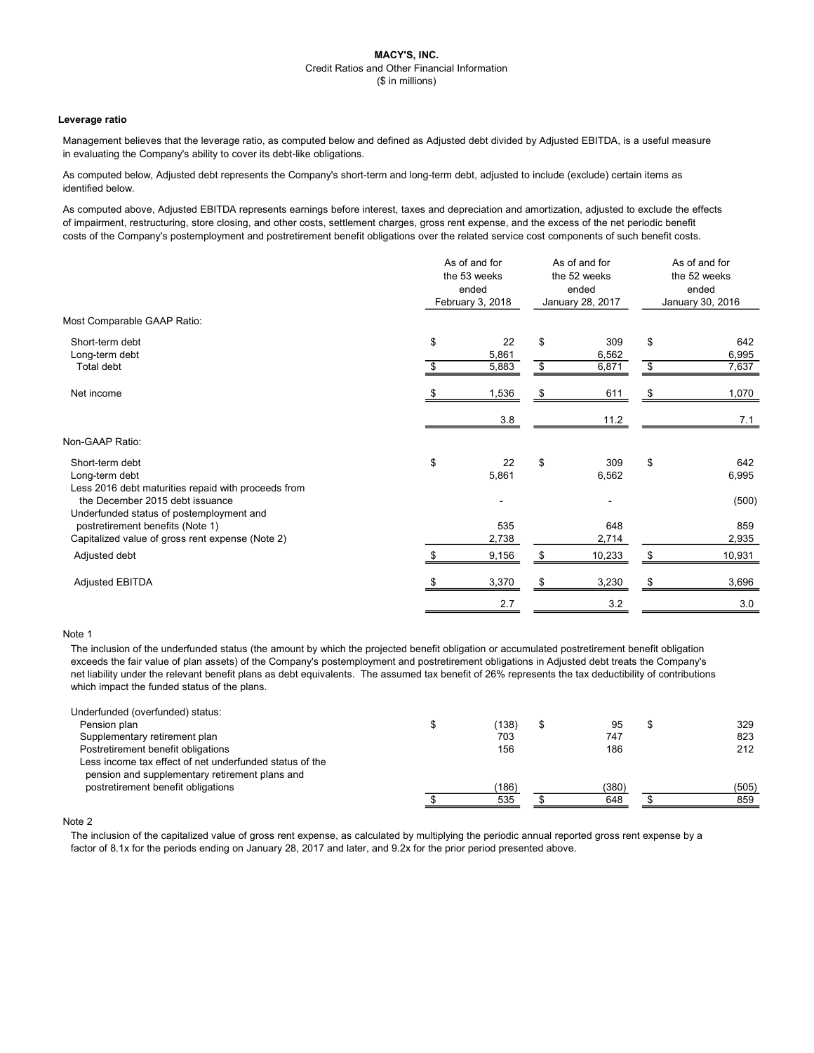**MACY'S, INC.**

Credit Ratios and Other Financial Information

($ in millions)

**Leverage ratio**

Management believes that the leverage ratio, as computed below and defined as Adjusted debt divided by Adjusted EBITDA, is a useful measure in evaluating the Company's ability to cover its debt-like obligations.

As computed below, Adjusted debt represents the Company's short-term and long-term debt, adjusted to include (exclude) certain items as identified below.

As computed above, Adjusted EBITDA represents earnings before interest, taxes and depreciation and amortization, adjusted to exclude the effects of impairment, restructuring, store closing, and other costs, settlement charges, gross rent expense, and the excess of the net periodic benefit costs of the Company's postemployment and postretirement benefit obligations over the related service cost components of such benefit costs.

| | As of and for the 53 weeks ended February 3, 2018 | As of and for the 52 weeks ended January 28, 2017 | As of and for the 52 weeks ended January 30, 2016 |
|---|---|---|---|
| Most Comparable GAAP Ratio: | | | |
| Short-term debt | $ 22 | $ 309 | $ 642 |
| Long-term debt | 5,861 | 6,562 | 6,995 |
| Total debt | $ 5,883 | $ 6,871 | $ 7,637 |
| Net income | $ 1,536 | $ 611 | $ 1,070 |
| | 3.8 | 11.2 | 7.1 |
| Non-GAAP Ratio: | | | |
| Short-term debt | $ 22 | $ 309 | $ 642 |
| Long-term debt | 5,861 | 6,562 | 6,995 |
| Less 2016 debt maturities repaid with proceeds from the December 2015 debt issuance | - | - | (500) |
| Underfunded status of postemployment and postretirement benefits (Note 1) | 535 | 648 | 859 |
| Capitalized value of gross rent expense (Note 2) | 2,738 | 2,714 | 2,935 |
| Adjusted debt | $ 9,156 | $ 10,233 | $ 10,931 |
| Adjusted EBITDA | $ 3,370 | $ 3,230 | $ 3,696 |
| | 2.7 | 3.2 | 3.0 |

Note 1

The inclusion of the underfunded status (the amount by which the projected benefit obligation or accumulated postretirement benefit obligation exceeds the fair value of plan assets) of the Company's postemployment and postretirement obligations in Adjusted debt treats the Company's net liability under the relevant benefit plans as debt equivalents. The assumed tax benefit of 26% represents the tax deductibility of contributions which impact the funded status of the plans.

| | | | |
|---|---|---|---|
| Underfunded (overfunded) status: | | | |
| Pension plan | $ (138) | $ 95 | $ 329 |
| Supplementary retirement plan | 703 | 747 | 823 |
| Postretirement benefit obligations | 156 | 186 | 212 |
| Less income tax effect of net underfunded status of the pension and supplementary retirement plans and postretirement benefit obligations | (186) | (380) | (505) |
| | $ 535 | $ 648 | $ 859 |

Note 2

The inclusion of the capitalized value of gross rent expense, as calculated by multiplying the periodic annual reported gross rent expense by a factor of 8.1x for the periods ending on January 28, 2017 and later, and 9.2x for the prior period presented above.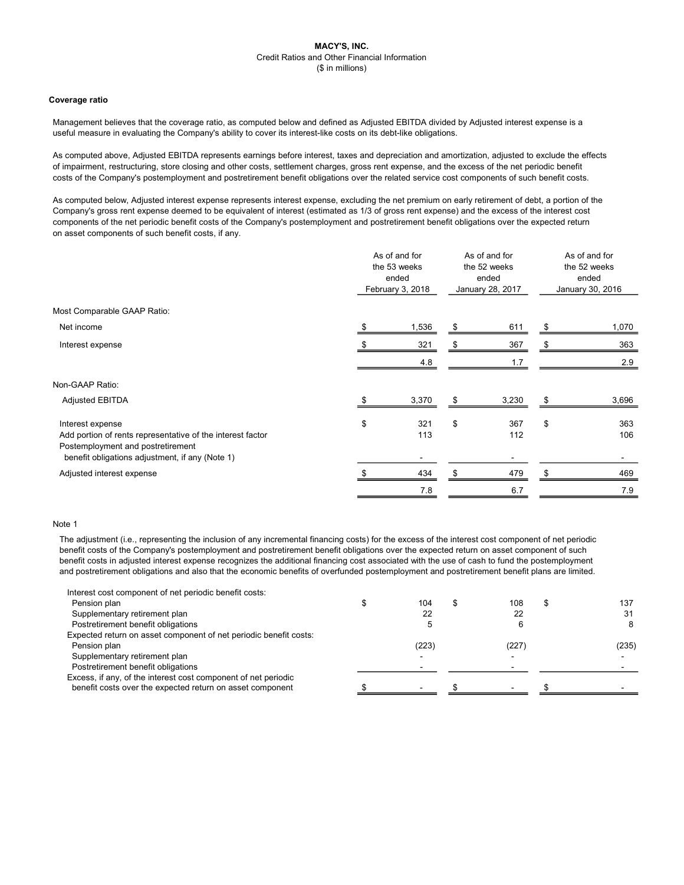**MACY'S, INC.**
Credit Ratios and Other Financial Information
($ in millions)

**Coverage ratio**

Management believes that the coverage ratio, as computed below and defined as Adjusted EBITDA divided by Adjusted interest expense is a useful measure in evaluating the Company's ability to cover its interest-like costs on its debt-like obligations.

As computed above, Adjusted EBITDA represents earnings before interest, taxes and depreciation and amortization, adjusted to exclude the effects of impairment, restructuring, store closing and other costs, settlement charges, gross rent expense, and the excess of the net periodic benefit costs of the Company's postemployment and postretirement benefit obligations over the related service cost components of such benefit costs.

As computed below, Adjusted interest expense represents interest expense, excluding the net premium on early retirement of debt, a portion of the Company's gross rent expense deemed to be equivalent of interest (estimated as 1/3 of gross rent expense) and the excess of the interest cost components of the net periodic benefit costs of the Company's postemployment and postretirement benefit obligations over the expected return on asset components of such benefit costs, if any.

| | As of and for the 53 weeks ended February 3, 2018 | As of and for the 52 weeks ended January 28, 2017 | As of and for the 52 weeks ended January 30, 2016 |
|---|---|---|---|
| Most Comparable GAAP Ratio: | | | |
| Net income | $ 1,536 | $ 611 | $ 1,070 |
| Interest expense | $ 321 | $ 367 | $ 363 |
| | 4.8 | 1.7 | 2.9 |
| Non-GAAP Ratio: | | | |
| Adjusted EBITDA | $ 3,370 | $ 3,230 | $ 3,696 |
| Interest expense | $ 321 | $ 367 | $ 363 |
| Add portion of rents representative of the interest factor | 113 | 112 | 106 |
| Postemployment and postretirement benefit obligations adjustment, if any (Note 1) | - | - | - |
| Adjusted interest expense | $ 434 | $ 479 | $ 469 |
| | 7.8 | 6.7 | 7.9 |

Note 1

The adjustment (i.e., representing the inclusion of any incremental financing costs) for the excess of the interest cost component of net periodic benefit costs of the Company's postemployment and postretirement benefit obligations over the expected return on asset component of such benefit costs in adjusted interest expense recognizes the additional financing cost associated with the use of cash to fund the postemployment and postretirement obligations and also that the economic benefits of overfunded postemployment and postretirement benefit plans are limited.

| | | | |
|---|---|---|---|
| Interest cost component of net periodic benefit costs: | | | |
| Pension plan | $ 104 | $ 108 | $ 137 |
| Supplementary retirement plan | 22 | 22 | 31 |
| Postretirement benefit obligations | 5 | 6 | 8 |
| Expected return on asset component of net periodic benefit costs: | | | |
| Pension plan | (223) | (227) | (235) |
| Supplementary retirement plan | - | - | - |
| Postretirement benefit obligations | - | - | - |
| Excess, if any, of the interest cost component of net periodic benefit costs over the expected return on asset component | $ - | $ - | $ - |